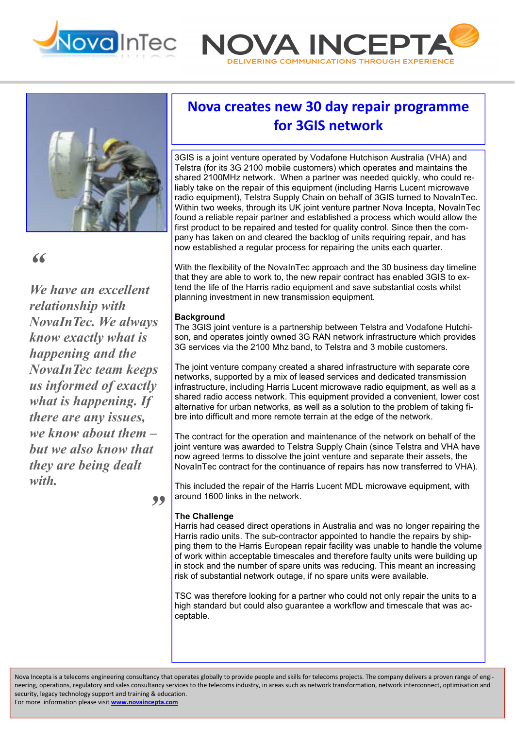NovaInTec

NOVA INCEPTA

DELIVERING COMMUNICATIONS THROUGH EXPERIENCE

# Nova creates new 30 day repair programme for 3GIS network

> *We have an excellent relationship with NovaInTec. We always know exactly what is happening and the NovaInTec team keeps us informed of exactly what is happening. If there are any issues, we know about them – but we also know that they are being dealt with.*

3GIS is a joint venture operated by Vodafone Hutchison Australia (VHA) and Telstra (for its 3G 2100 mobile customers) which operates and maintains the shared 2100MHz network. When a partner was needed quickly, who could reliably take on the repair of this equipment (including Harris Lucent microwave radio equipment), Telstra Supply Chain on behalf of 3GIS turned to NovaInTec. Within two weeks, through its UK joint venture partner Nova Incepta, NovaInTec found a reliable repair partner and established a process which would allow the first product to be repaired and tested for quality control. Since then the company has taken on and cleared the backlog of units requiring repair, and has now established a regular process for repairing the units each quarter.

With the flexibility of the NovaInTec approach and the 30 business day timeline that they are able to work to, the new repair contract has enabled 3GIS to extend the life of the Harris radio equipment and save substantial costs whilst planning investment in new transmission equipment.

**Background**

The 3GIS joint venture is a partnership between Telstra and Vodafone Hutchison, and operates jointly owned 3G RAN network infrastructure which provides 3G services via the 2100 Mhz band, to Telstra and 3 mobile customers.

The joint venture company created a shared infrastructure with separate core networks, supported by a mix of leased services and dedicated transmission infrastructure, including Harris Lucent microwave radio equipment, as well as a shared radio access network. This equipment provided a convenient, lower cost alternative for urban networks, as well as a solution to the problem of taking fibre into difficult and more remote terrain at the edge of the network.

The contract for the operation and maintenance of the network on behalf of the joint venture was awarded to Telstra Supply Chain (since Telstra and VHA have now agreed terms to dissolve the joint venture and separate their assets, the NovaInTec contract for the continuance of repairs has now transferred to VHA).

This included the repair of the Harris Lucent MDL microwave equipment, with around 1600 links in the network.

**The Challenge**

Harris had ceased direct operations in Australia and was no longer repairing the Harris radio units. The sub-contractor appointed to handle the repairs by shipping them to the Harris European repair facility was unable to handle the volume of work within acceptable timescales and therefore faulty units were building up in stock and the number of spare units was reducing. This meant an increasing risk of substantial network outage, if no spare units were available.

TSC was therefore looking for a partner who could not only repair the units to a high standard but could also guarantee a workflow and timescale that was acceptable.

Nova Incepta is a telecoms engineering consultancy that operates globally to provide people and skills for telecoms projects. The company delivers a proven range of engineering, operations, regulatory and sales consultancy services to the telecoms industry, in areas such as network transformation, network interconnect, optimisation and security, legacy technology support and training & education.
For more information please visit **www.novaincepta.com**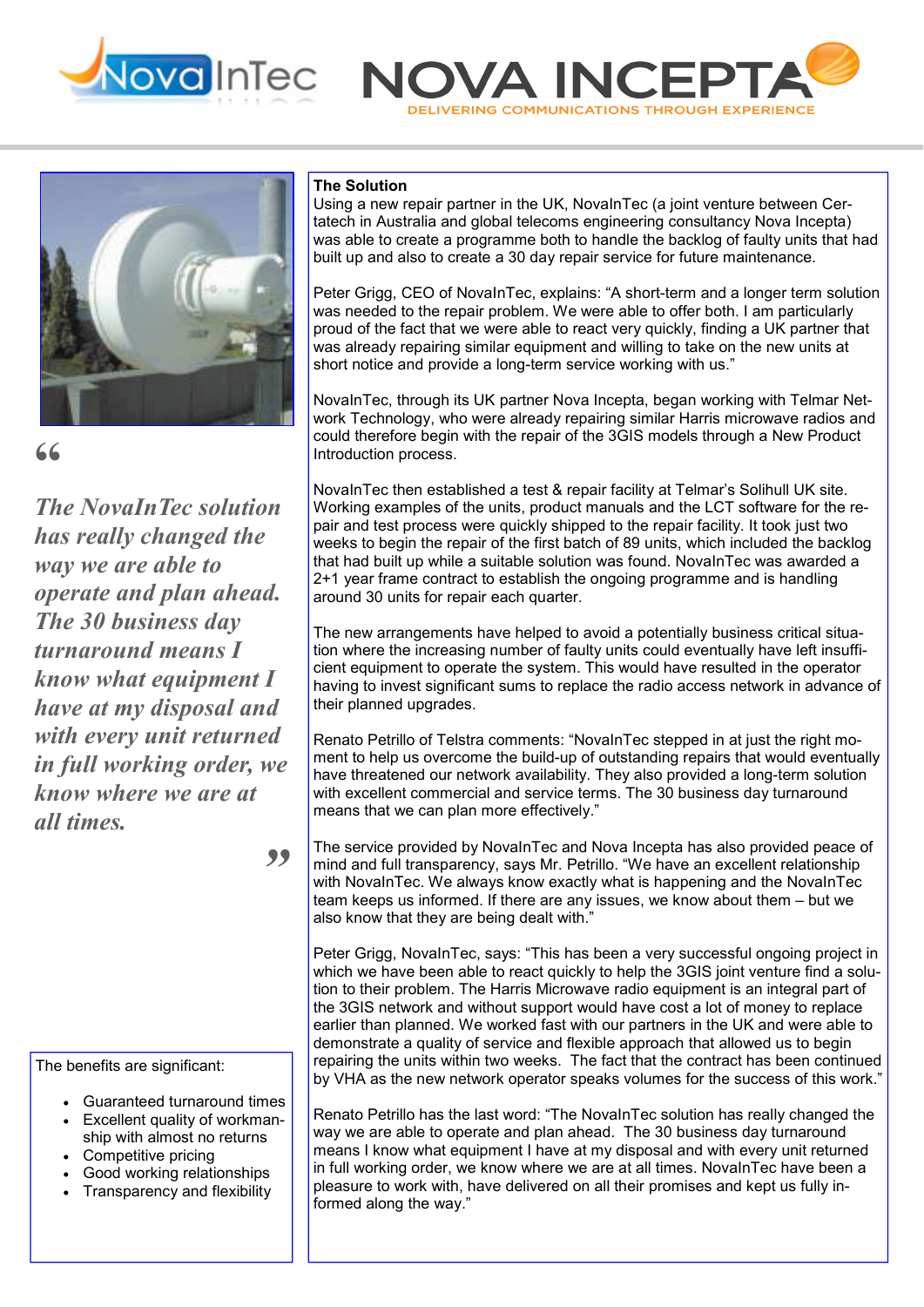### The Solution

Using a new repair partner in the UK, NovaInTec (a joint venture between Certatech in Australia and global telecoms engineering consultancy Nova Incepta) was able to create a programme both to handle the backlog of faulty units that had built up and also to create a 30 day repair service for future maintenance.

Peter Grigg, CEO of NovaInTec, explains: "A short-term and a longer term solution was needed to the repair problem. We were able to offer both. I am particularly proud of the fact that we were able to react very quickly, finding a UK partner that was already repairing similar equipment and willing to take on the new units at short notice and provide a long-term service working with us."

NovaInTec, through its UK partner Nova Incepta, began working with Telmar Network Technology, who were already repairing similar Harris microwave radios and could therefore begin with the repair of the 3GIS models through a New Product Introduction process.

NovaInTec then established a test & repair facility at Telmar's Solihull UK site. Working examples of the units, product manuals and the LCT software for the repair and test process were quickly shipped to the repair facility. It took just two weeks to begin the repair of the first batch of 89 units, which included the backlog that had built up while a suitable solution was found. NovaInTec was awarded a 2+1 year frame contract to establish the ongoing programme and is handling around 30 units for repair each quarter.

The new arrangements have helped to avoid a potentially business critical situation where the increasing number of faulty units could eventually have left insufficient equipment to operate the system. This would have resulted in the operator having to invest significant sums to replace the radio access network in advance of their planned upgrades.

Renato Petrillo of Telstra comments: "NovaInTec stepped in at just the right moment to help us overcome the build-up of outstanding repairs that would eventually have threatened our network availability. They also provided a long-term solution with excellent commercial and service terms. The 30 business day turnaround means that we can plan more effectively."

The service provided by NovaInTec and Nova Incepta has also provided peace of mind and full transparency, says Mr. Petrillo. "We have an excellent relationship with NovaInTec. We always know exactly what is happening and the NovaInTec team keeps us informed. If there are any issues, we know about them – but we also know that they are being dealt with."

Peter Grigg, NovaInTec, says: "This has been a very successful ongoing project in which we have been able to react quickly to help the 3GIS joint venture find a solution to their problem. The Harris Microwave radio equipment is an integral part of the 3GIS network and without support would have cost a lot of money to replace earlier than planned. We worked fast with our partners in the UK and were able to demonstrate a quality of service and flexible approach that allowed us to begin repairing the units within two weeks. The fact that the contract has been continued by VHA as the new network operator speaks volumes for the success of this work."

Renato Petrillo has the last word: "The NovaInTec solution has really changed the way we are able to operate and plan ahead. The 30 business day turnaround means I know what equipment I have at my disposal and with every unit returned in full working order, we know where we are at all times. NovaInTec have been a pleasure to work with, have delivered on all their promises and kept us fully informed along the way."

> *"The NovaInTec solution has really changed the way we are able to operate and plan ahead. The 30 business day turnaround means I know what equipment I have at my disposal and with every unit returned in full working order, we know where we are at all times."*

The benefits are significant:

- Guaranteed turnaround times
- Excellent quality of workmanship with almost no returns
- Competitive pricing
- Good working relationships
- Transparency and flexibility